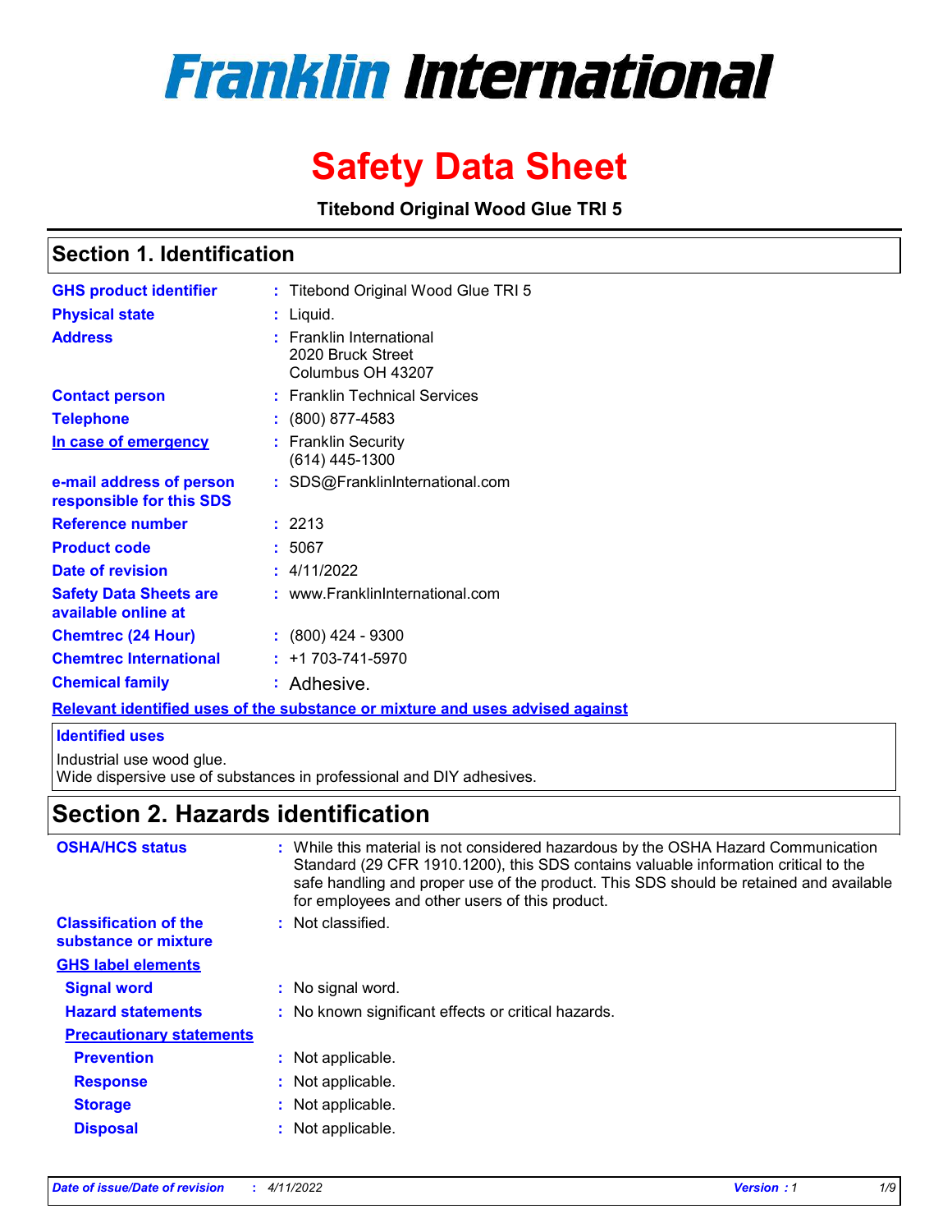# Franklin International

# Safety Data Sheet

**Titebond Original Wood Glue TRI 5**

## Section 1. Identification

| | | |
|---|---|---|
| **GHS product identifier** | : | Titebond Original Wood Glue TRI 5 |
| **Physical state** | : | Liquid. |
| **Address** | : | Franklin International<br>2020 Bruck Street<br>Columbus OH 43207 |
| **Contact person** | : | Franklin Technical Services |
| **Telephone** | : | (800) 877-4583 |
| **In case of emergency** | : | Franklin Security<br>(614) 445-1300 |
| **e-mail address of person responsible for this SDS** | : | SDS@FranklinInternational.com |
| **Reference number** | : | 2213 |
| **Product code** | : | 5067 |
| **Date of revision** | : | 4/11/2022 |
| **Safety Data Sheets are available online at** | : | www.FranklinInternational.com |
| **Chemtrec (24 Hour)** | : | (800) 424 - 9300 |
| **Chemtrec International** | : | +1 703-741-5970 |
| **Chemical family** | : | Adhesive. |

**Relevant identified uses of the substance or mixture and uses advised against**

**Identified uses**

Industrial use wood glue.
Wide dispersive use of substances in professional and DIY adhesives.

## Section 2. Hazards identification

| | | |
|---|---|---|
| **OSHA/HCS status** | : | While this material is not considered hazardous by the OSHA Hazard Communication Standard (29 CFR 1910.1200), this SDS contains valuable information critical to the safe handling and proper use of the product. This SDS should be retained and available for employees and other users of this product. |
| **Classification of the substance or mixture** | : | Not classified. |

**GHS label elements**

| | | |
|---|---|---|
| **Signal word** | : | No signal word. |
| **Hazard statements** | : | No known significant effects or critical hazards. |

**Precautionary statements**

| | | |
|---|---|---|
| **Prevention** | : | Not applicable. |
| **Response** | : | Not applicable. |
| **Storage** | : | Not applicable. |
| **Disposal** | : | Not applicable. |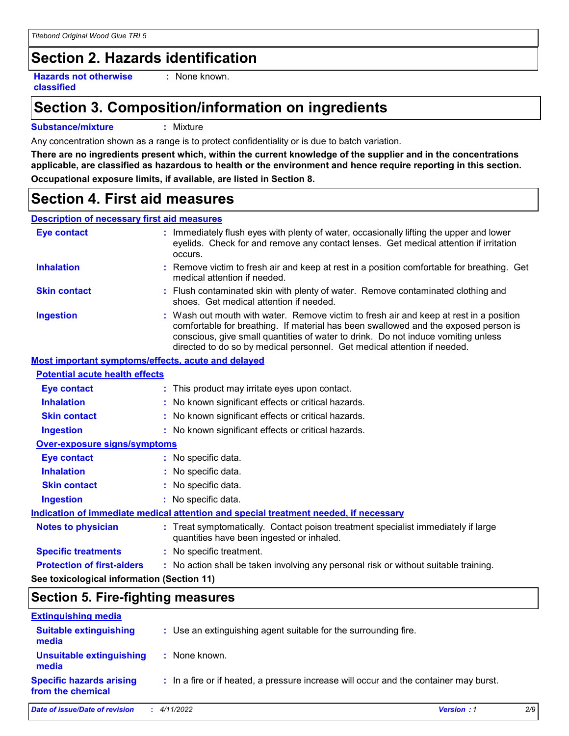## Section 2. Hazards identification

| | |
|---|---|
| **Hazards not otherwise classified** | : None known. |

## Section 3. Composition/information on ingredients

| | |
|---|---|
| **Substance/mixture** | : Mixture |

Any concentration shown as a range is to protect confidentiality or is due to batch variation.

**There are no ingredients present which, within the current knowledge of the supplier and in the concentrations applicable, are classified as hazardous to health or the environment and hence require reporting in this section.**

**Occupational exposure limits, if available, are listed in Section 8.**

## Section 4. First aid measures

### Description of necessary first aid measures

| | |
|---|---|
| **Eye contact** | : Immediately flush eyes with plenty of water, occasionally lifting the upper and lower eyelids. Check for and remove any contact lenses. Get medical attention if irritation occurs. |
| **Inhalation** | : Remove victim to fresh air and keep at rest in a position comfortable for breathing. Get medical attention if needed. |
| **Skin contact** | : Flush contaminated skin with plenty of water. Remove contaminated clothing and shoes. Get medical attention if needed. |
| **Ingestion** | : Wash out mouth with water. Remove victim to fresh air and keep at rest in a position comfortable for breathing. If material has been swallowed and the exposed person is conscious, give small quantities of water to drink. Do not induce vomiting unless directed to do so by medical personnel. Get medical attention if needed. |

### Most important symptoms/effects, acute and delayed

#### Potential acute health effects

| | |
|---|---|
| **Eye contact** | : This product may irritate eyes upon contact. |
| **Inhalation** | : No known significant effects or critical hazards. |
| **Skin contact** | : No known significant effects or critical hazards. |
| **Ingestion** | : No known significant effects or critical hazards. |

#### Over-exposure signs/symptoms

| | |
|---|---|
| **Eye contact** | : No specific data. |
| **Inhalation** | : No specific data. |
| **Skin contact** | : No specific data. |
| **Ingestion** | : No specific data. |

### Indication of immediate medical attention and special treatment needed, if necessary

| | |
|---|---|
| **Notes to physician** | : Treat symptomatically. Contact poison treatment specialist immediately if large quantities have been ingested or inhaled. |
| **Specific treatments** | : No specific treatment. |
| **Protection of first-aiders** | : No action shall be taken involving any personal risk or without suitable training. |

**See toxicological information (Section 11)**

## Section 5. Fire-fighting measures

### Extinguishing media

| | |
|---|---|
| **Suitable extinguishing media** | : Use an extinguishing agent suitable for the surrounding fire. |
| **Unsuitable extinguishing media** | : None known. |
| **Specific hazards arising from the chemical** | : In a fire or if heated, a pressure increase will occur and the container may burst. |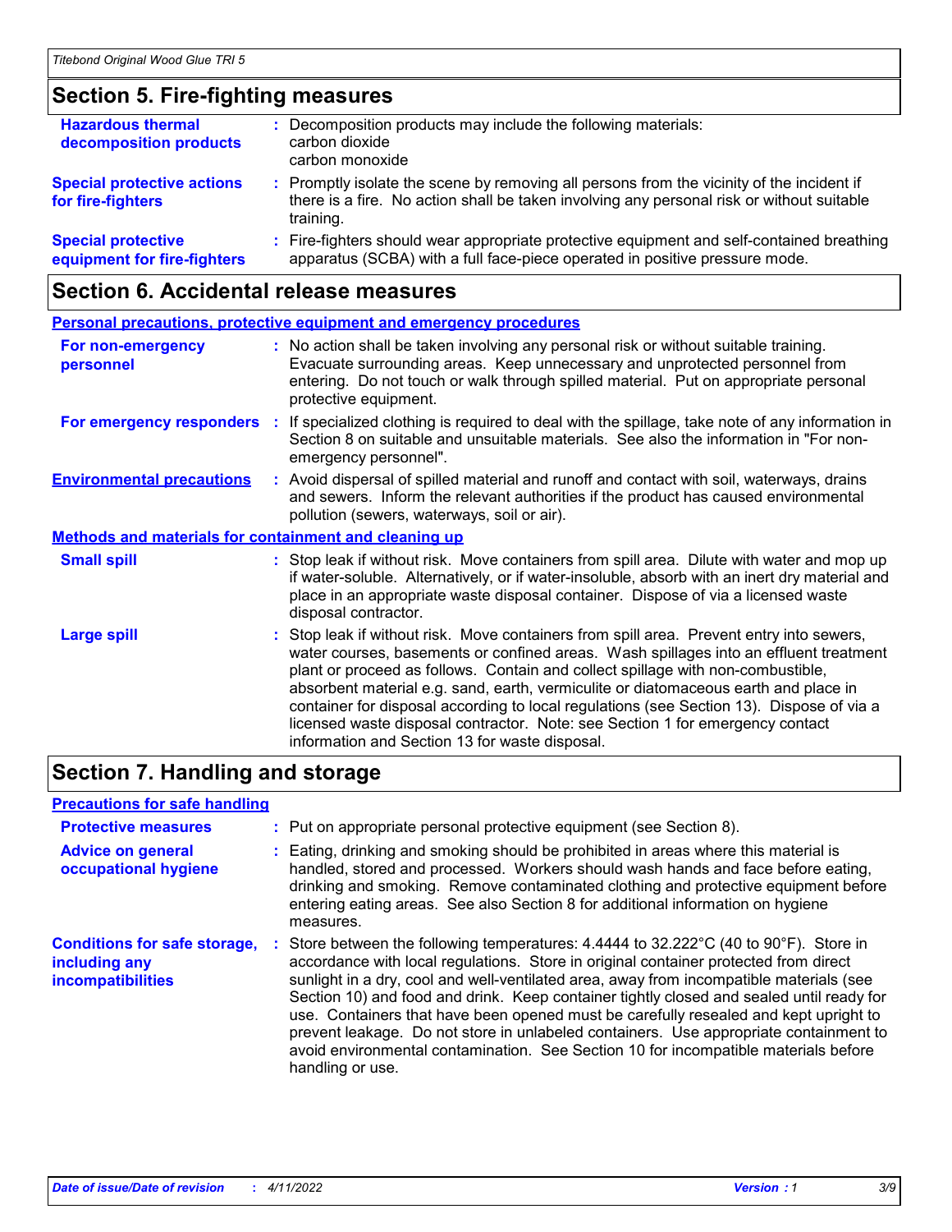## Section 5. Fire-fighting measures

**Hazardous thermal decomposition products** : Decomposition products may include the following materials:
carbon dioxide
carbon monoxide

**Special protective actions for fire-fighters** : Promptly isolate the scene by removing all persons from the vicinity of the incident if there is a fire. No action shall be taken involving any personal risk or without suitable training.

**Special protective equipment for fire-fighters** : Fire-fighters should wear appropriate protective equipment and self-contained breathing apparatus (SCBA) with a full face-piece operated in positive pressure mode.

## Section 6. Accidental release measures

### Personal precautions, protective equipment and emergency procedures

**For non-emergency personnel** : No action shall be taken involving any personal risk or without suitable training. Evacuate surrounding areas. Keep unnecessary and unprotected personnel from entering. Do not touch or walk through spilled material. Put on appropriate personal protective equipment.

**For emergency responders** : If specialized clothing is required to deal with the spillage, take note of any information in Section 8 on suitable and unsuitable materials. See also the information in "For non-emergency personnel".

**Environmental precautions** : Avoid dispersal of spilled material and runoff and contact with soil, waterways, drains and sewers. Inform the relevant authorities if the product has caused environmental pollution (sewers, waterways, soil or air).

### Methods and materials for containment and cleaning up

**Small spill** : Stop leak if without risk. Move containers from spill area. Dilute with water and mop up if water-soluble. Alternatively, or if water-insoluble, absorb with an inert dry material and place in an appropriate waste disposal container. Dispose of via a licensed waste disposal contractor.

**Large spill** : Stop leak if without risk. Move containers from spill area. Prevent entry into sewers, water courses, basements or confined areas. Wash spillages into an effluent treatment plant or proceed as follows. Contain and collect spillage with non-combustible, absorbent material e.g. sand, earth, vermiculite or diatomaceous earth and place in container for disposal according to local regulations (see Section 13). Dispose of via a licensed waste disposal contractor. Note: see Section 1 for emergency contact information and Section 13 for waste disposal.

## Section 7. Handling and storage

### Precautions for safe handling

**Protective measures** : Put on appropriate personal protective equipment (see Section 8).

**Advice on general occupational hygiene** : Eating, drinking and smoking should be prohibited in areas where this material is handled, stored and processed. Workers should wash hands and face before eating, drinking and smoking. Remove contaminated clothing and protective equipment before entering eating areas. See also Section 8 for additional information on hygiene measures.

**Conditions for safe storage, including any incompatibilities** : Store between the following temperatures: 4.4444 to 32.222°C (40 to 90°F). Store in accordance with local regulations. Store in original container protected from direct sunlight in a dry, cool and well-ventilated area, away from incompatible materials (see Section 10) and food and drink. Keep container tightly closed and sealed until ready for use. Containers that have been opened must be carefully resealed and kept upright to prevent leakage. Do not store in unlabeled containers. Use appropriate containment to avoid environmental contamination. See Section 10 for incompatible materials before handling or use.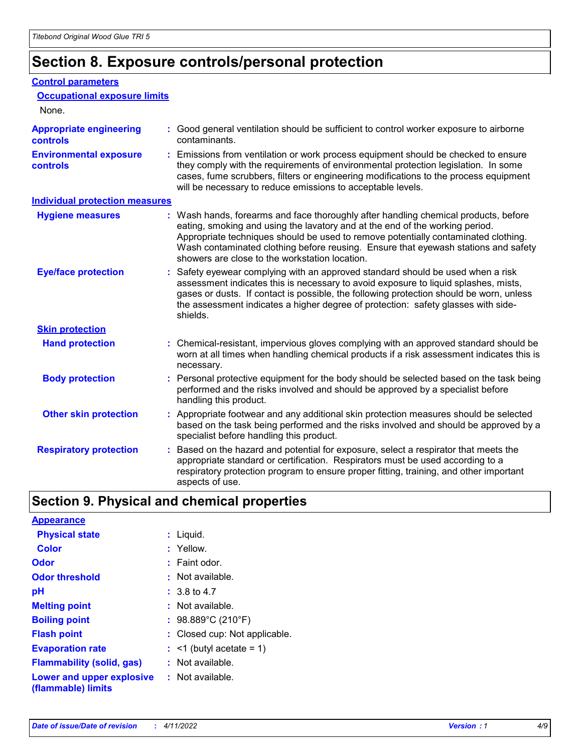# Section 8. Exposure controls/personal protection

## Control parameters

### Occupational exposure limits

None.

**Appropriate engineering controls** : Good general ventilation should be sufficient to control worker exposure to airborne contaminants.

**Environmental exposure controls** : Emissions from ventilation or work process equipment should be checked to ensure they comply with the requirements of environmental protection legislation. In some cases, fume scrubbers, filters or engineering modifications to the process equipment will be necessary to reduce emissions to acceptable levels.

## Individual protection measures

**Hygiene measures** : Wash hands, forearms and face thoroughly after handling chemical products, before eating, smoking and using the lavatory and at the end of the working period. Appropriate techniques should be used to remove potentially contaminated clothing. Wash contaminated clothing before reusing. Ensure that eyewash stations and safety showers are close to the workstation location.

**Eye/face protection** : Safety eyewear complying with an approved standard should be used when a risk assessment indicates this is necessary to avoid exposure to liquid splashes, mists, gases or dusts. If contact is possible, the following protection should be worn, unless the assessment indicates a higher degree of protection: safety glasses with side-shields.

### Skin protection

**Hand protection** : Chemical-resistant, impervious gloves complying with an approved standard should be worn at all times when handling chemical products if a risk assessment indicates this is necessary.

**Body protection** : Personal protective equipment for the body should be selected based on the task being performed and the risks involved and should be approved by a specialist before handling this product.

**Other skin protection** : Appropriate footwear and any additional skin protection measures should be selected based on the task being performed and the risks involved and should be approved by a specialist before handling this product.

**Respiratory protection** : Based on the hazard and potential for exposure, select a respirator that meets the appropriate standard or certification. Respirators must be used according to a respiratory protection program to ensure proper fitting, training, and other important aspects of use.

# Section 9. Physical and chemical properties

## Appearance

**Physical state** : Liquid.

**Color** : Yellow.

**Odor** : Faint odor.

**Odor threshold** : Not available.

**pH** : 3.8 to 4.7

**Melting point** : Not available.

**Boiling point** : 98.889°C (210°F)

**Flash point** : Closed cup: Not applicable.

**Evaporation rate** : <1 (butyl acetate = 1)

**Flammability (solid, gas)** : Not available.

**Lower and upper explosive (flammable) limits** : Not available.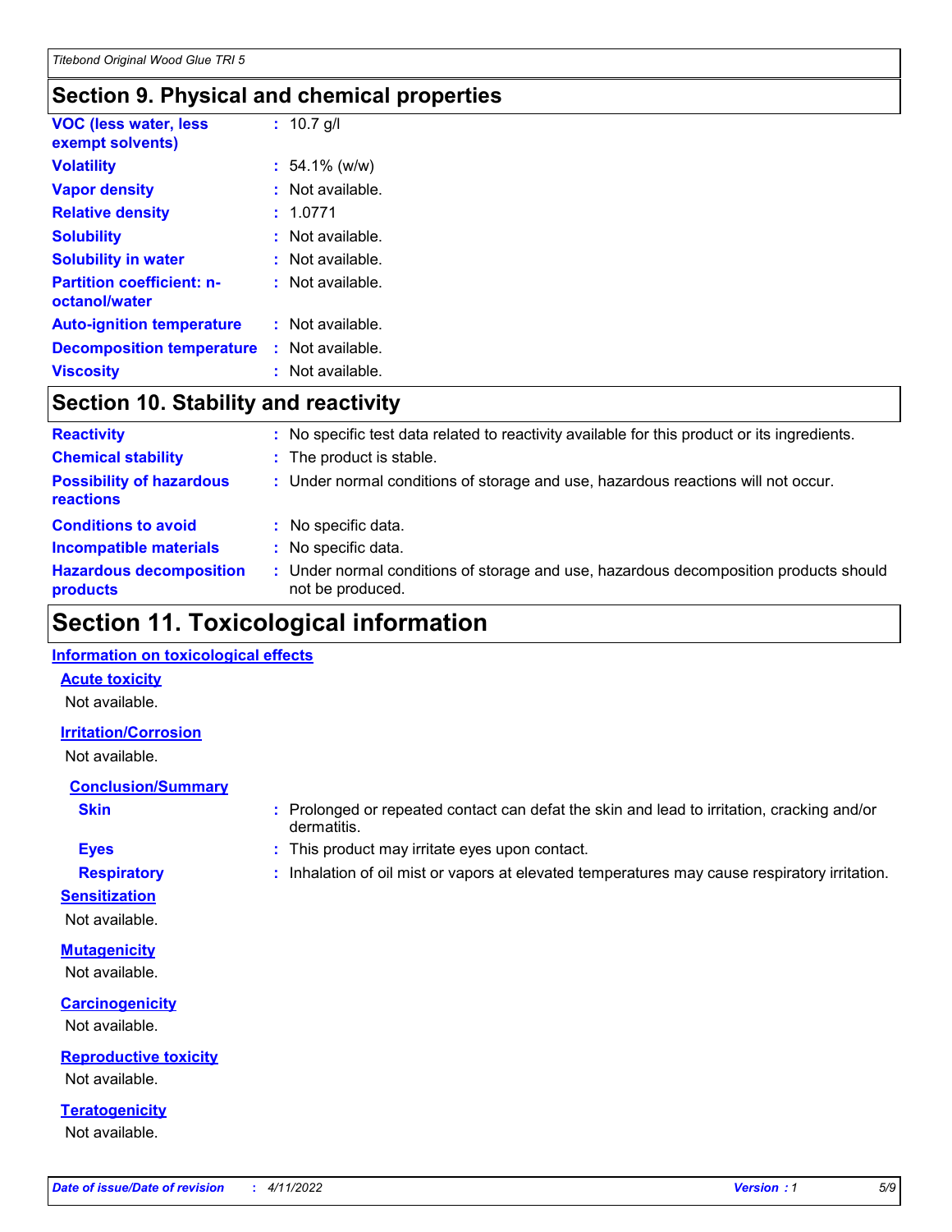## Section 9. Physical and chemical properties

| | |
|---|---|
| **VOC (less water, less exempt solvents)** | 10.7 g/l |
| **Volatility** | 54.1% (w/w) |
| **Vapor density** | Not available. |
| **Relative density** | 1.0771 |
| **Solubility** | Not available. |
| **Solubility in water** | Not available. |
| **Partition coefficient: n-octanol/water** | Not available. |
| **Auto-ignition temperature** | Not available. |
| **Decomposition temperature** | Not available. |
| **Viscosity** | Not available. |

## Section 10. Stability and reactivity

| | |
|---|---|
| **Reactivity** | No specific test data related to reactivity available for this product or its ingredients. |
| **Chemical stability** | The product is stable. |
| **Possibility of hazardous reactions** | Under normal conditions of storage and use, hazardous reactions will not occur. |
| **Conditions to avoid** | No specific data. |
| **Incompatible materials** | No specific data. |
| **Hazardous decomposition products** | Under normal conditions of storage and use, hazardous decomposition products should not be produced. |

## Section 11. Toxicological information

**Information on toxicological effects**

**Acute toxicity**

Not available.

**Irritation/Corrosion**

Not available.

**Conclusion/Summary**

| | |
|---|---|
| **Skin** | Prolonged or repeated contact can defat the skin and lead to irritation, cracking and/or dermatitis. |
| **Eyes** | This product may irritate eyes upon contact. |
| **Respiratory** | Inhalation of oil mist or vapors at elevated temperatures may cause respiratory irritation. |

**Sensitization**

Not available.

**Mutagenicity**

Not available.

**Carcinogenicity**

Not available.

**Reproductive toxicity**

Not available.

**Teratogenicity**

Not available.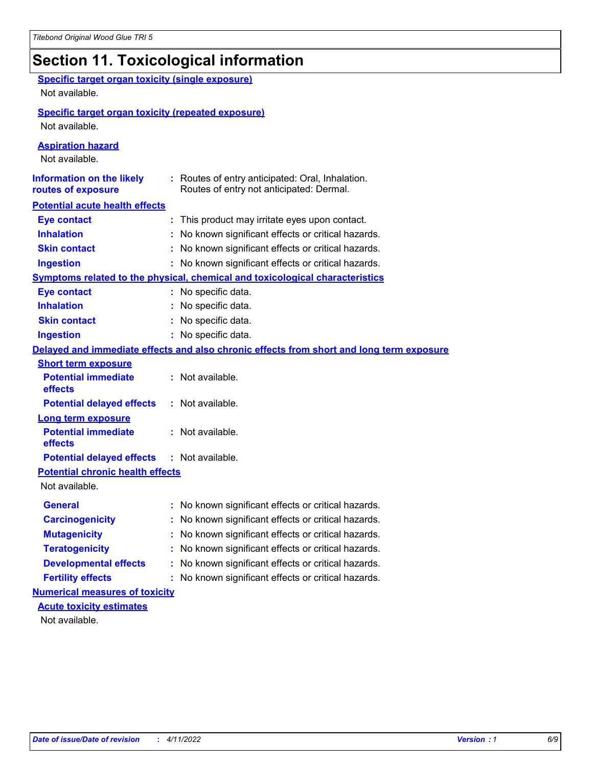# Section 11. Toxicological information

**Specific target organ toxicity (single exposure)**

Not available.

**Specific target organ toxicity (repeated exposure)**

Not available.

**Aspiration hazard**

Not available.

**Information on the likely routes of exposure** : Routes of entry anticipated: Oral, Inhalation. Routes of entry not anticipated: Dermal.

**Potential acute health effects**

**Eye contact** : This product may irritate eyes upon contact.

**Inhalation** : No known significant effects or critical hazards.

**Skin contact** : No known significant effects or critical hazards.

**Ingestion** : No known significant effects or critical hazards.

**Symptoms related to the physical, chemical and toxicological characteristics**

**Eye contact** : No specific data.

**Inhalation** : No specific data.

**Skin contact** : No specific data.

**Ingestion** : No specific data.

**Delayed and immediate effects and also chronic effects from short and long term exposure**

**Short term exposure**

**Potential immediate effects** : Not available.

**Potential delayed effects** : Not available.

**Long term exposure**

**Potential immediate effects** : Not available.

**Potential delayed effects** : Not available.

**Potential chronic health effects**

Not available.

**General** : No known significant effects or critical hazards.

**Carcinogenicity** : No known significant effects or critical hazards.

**Mutagenicity** : No known significant effects or critical hazards.

**Teratogenicity** : No known significant effects or critical hazards.

**Developmental effects** : No known significant effects or critical hazards.

**Fertility effects** : No known significant effects or critical hazards.

**Numerical measures of toxicity**

**Acute toxicity estimates**

Not available.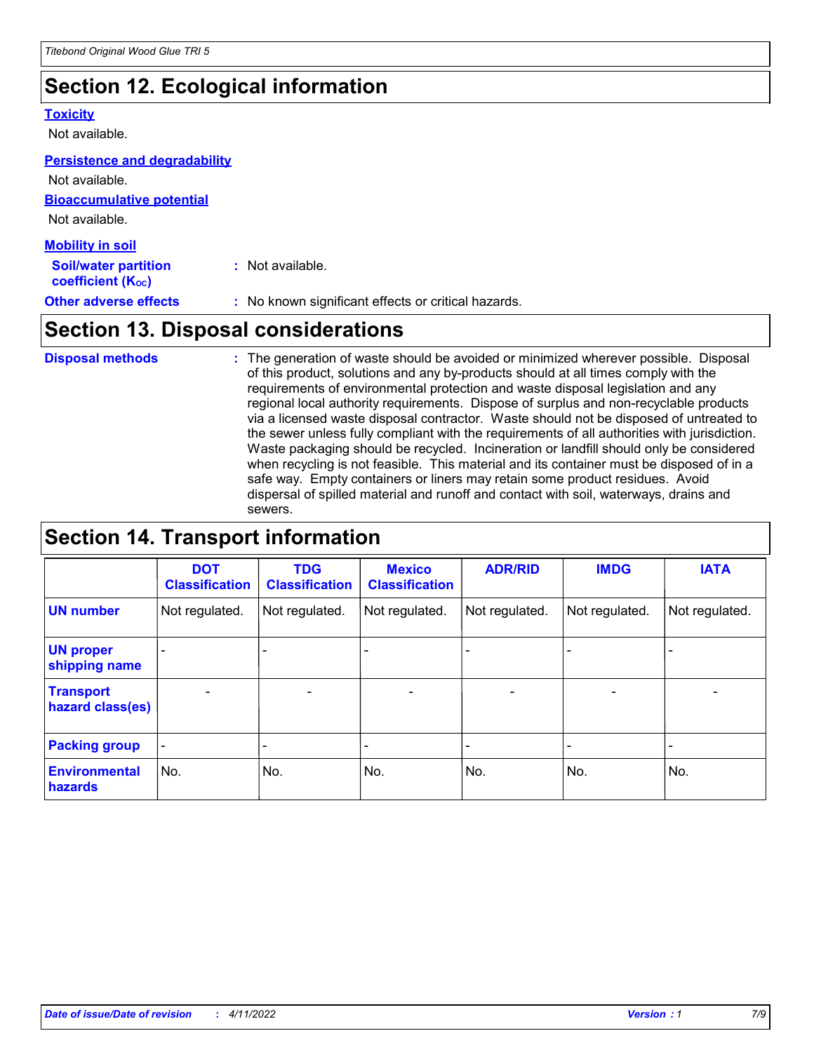## Section 12. Ecological information

### Toxicity

Not available.

### Persistence and degradability

Not available.

### Bioaccumulative potential

Not available.

### Mobility in soil

**Soil/water partition coefficient ($K_{OC}$)** : Not available.

**Other adverse effects** : No known significant effects or critical hazards.

## Section 13. Disposal considerations

**Disposal methods** : The generation of waste should be avoided or minimized wherever possible. Disposal of this product, solutions and any by-products should at all times comply with the requirements of environmental protection and waste disposal legislation and any regional local authority requirements. Dispose of surplus and non-recyclable products via a licensed waste disposal contractor. Waste should not be disposed of untreated to the sewer unless fully compliant with the requirements of all authorities with jurisdiction. Waste packaging should be recycled. Incineration or landfill should only be considered when recycling is not feasible. This material and its container must be disposed of in a safe way. Empty containers or liners may retain some product residues. Avoid dispersal of spilled material and runoff and contact with soil, waterways, drains and sewers.

## Section 14. Transport information

| | DOT Classification | TDG Classification | Mexico Classification | ADR/RID | IMDG | IATA |
|---|---|---|---|---|---|---|
| **UN number** | Not regulated. | Not regulated. | Not regulated. | Not regulated. | Not regulated. | Not regulated. |
| **UN proper shipping name** | - | - | - | - | - | - |
| **Transport hazard class(es)** | - | - | - | - | - | - |
| **Packing group** | - | - | - | - | - | - |
| **Environmental hazards** | No. | No. | No. | No. | No. | No. |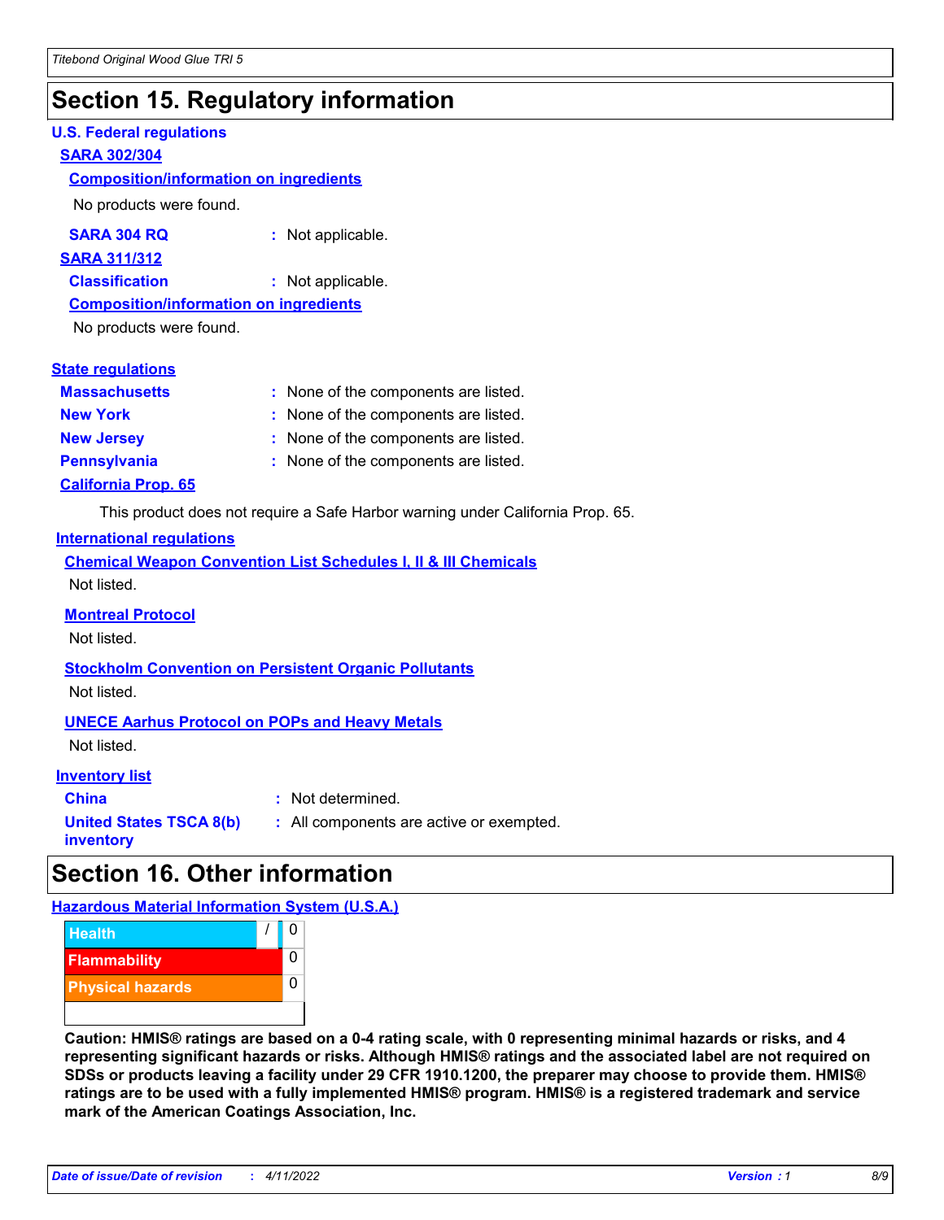## Section 15. Regulatory information

### U.S. Federal regulations

**SARA 302/304**

**Composition/information on ingredients**

No products were found.

**SARA 304 RQ** : Not applicable.

**SARA 311/312**

**Classification** : Not applicable.

**Composition/information on ingredients**

No products were found.

### State regulations

**Massachusetts** : None of the components are listed.

**New York** : None of the components are listed.

**New Jersey** : None of the components are listed.

**Pennsylvania** : None of the components are listed.

**California Prop. 65**

This product does not require a Safe Harbor warning under California Prop. 65.

### International regulations

**Chemical Weapon Convention List Schedules I, II & III Chemicals**

Not listed.

**Montreal Protocol**

Not listed.

**Stockholm Convention on Persistent Organic Pollutants**

Not listed.

**UNECE Aarhus Protocol on POPs and Heavy Metals**

Not listed.

### Inventory list

**China** : Not determined.

**United States TSCA 8(b) inventory** : All components are active or exempted.

## Section 16. Other information

### Hazardous Material Information System (U.S.A.)

| | | |
|---|---|---|
| Health | / | 0 |
| Flammability | | 0 |
| Physical hazards | | 0 |

**Caution: HMIS® ratings are based on a 0-4 rating scale, with 0 representing minimal hazards or risks, and 4 representing significant hazards or risks. Although HMIS® ratings and the associated label are not required on SDSs or products leaving a facility under 29 CFR 1910.1200, the preparer may choose to provide them. HMIS® ratings are to be used with a fully implemented HMIS® program. HMIS® is a registered trademark and service mark of the American Coatings Association, Inc.**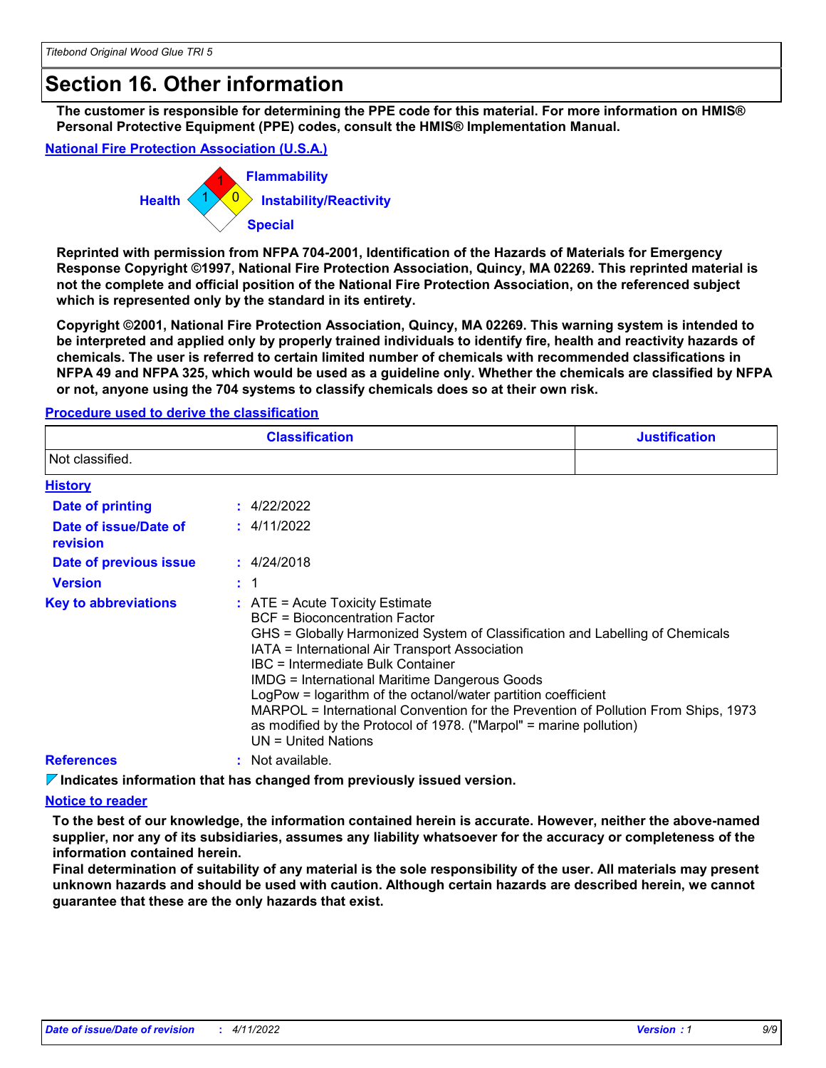# Section 16. Other information

**The customer is responsible for determining the PPE code for this material. For more information on HMIS® Personal Protective Equipment (PPE) codes, consult the HMIS® Implementation Manual.**

## National Fire Protection Association (U.S.A.)

Flammability: 1

Health: 1

Instability/Reactivity: 0

Special

**Reprinted with permission from NFPA 704-2001, Identification of the Hazards of Materials for Emergency Response Copyright ©1997, National Fire Protection Association, Quincy, MA 02269. This reprinted material is not the complete and official position of the National Fire Protection Association, on the referenced subject which is represented only by the standard in its entirety.**

**Copyright ©2001, National Fire Protection Association, Quincy, MA 02269. This warning system is intended to be interpreted and applied only by properly trained individuals to identify fire, health and reactivity hazards of chemicals. The user is referred to certain limited number of chemicals with recommended classifications in NFPA 49 and NFPA 325, which would be used as a guideline only. Whether the chemicals are classified by NFPA or not, anyone using the 704 systems to classify chemicals does so at their own risk.**

## Procedure used to derive the classification

| Classification | Justification |
|---|---|
| Not classified. | |

## History

**Date of printing** : 4/22/2022

**Date of issue/Date of revision** : 4/11/2022

**Date of previous issue** : 4/24/2018

**Version** : 1

**Key to abbreviations** :
ATE = Acute Toxicity Estimate
BCF = Bioconcentration Factor
GHS = Globally Harmonized System of Classification and Labelling of Chemicals
IATA = International Air Transport Association
IBC = Intermediate Bulk Container
IMDG = International Maritime Dangerous Goods
LogPow = logarithm of the octanol/water partition coefficient
MARPOL = International Convention for the Prevention of Pollution From Ships, 1973 as modified by the Protocol of 1978. ("Marpol" = marine pollution)
UN = United Nations

**References** : Not available.

**Indicates information that has changed from previously issued version.**

## Notice to reader

**To the best of our knowledge, the information contained herein is accurate. However, neither the above-named supplier, nor any of its subsidiaries, assumes any liability whatsoever for the accuracy or completeness of the information contained herein.**
**Final determination of suitability of any material is the sole responsibility of the user. All materials may present unknown hazards and should be used with caution. Although certain hazards are described herein, we cannot guarantee that these are the only hazards that exist.**